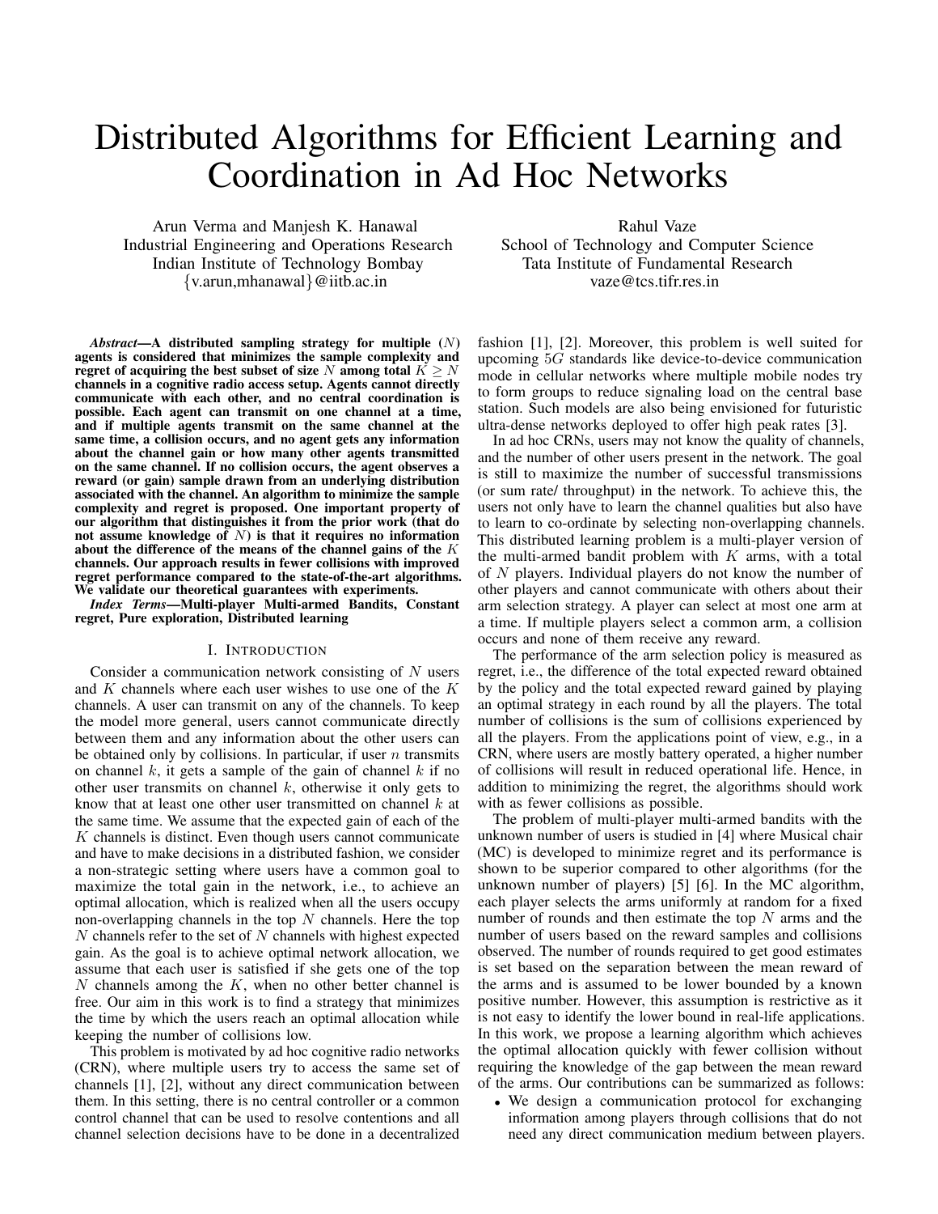# Distributed Algorithms for Efficient Learning and Coordination in Ad Hoc Networks

Arun Verma and Manjesh K. Hanawal
Industrial Engineering and Operations Research
Indian Institute of Technology Bombay
{v.arun,mhanawal}@iitb.ac.in

Rahul Vaze
School of Technology and Computer Science
Tata Institute of Fundamental Research
vaze@tcs.tifr.res.in

***Abstract*—A distributed sampling strategy for multiple ($N$) agents is considered that minimizes the sample complexity and regret of acquiring the best subset of size $N$ among total $K \geq N$ channels in a cognitive radio access setup. Agents cannot directly communicate with each other, and no central coordination is possible. Each agent can transmit on one channel at a time, and if multiple agents transmit on the same channel at the same time, a collision occurs, and no agent gets any information about the channel gain or how many other agents transmitted on the same channel. If no collision occurs, the agent observes a reward (or gain) sample drawn from an underlying distribution associated with the channel. An algorithm to minimize the sample complexity and regret is proposed. One important property of our algorithm that distinguishes it from the prior work (that do not assume knowledge of $N$) is that it requires no information about the difference of the means of the channel gains of the $K$ channels. Our approach results in fewer collisions with improved regret performance compared to the state-of-the-art algorithms. We validate our theoretical guarantees with experiments.**

***Index Terms*—Multi-player Multi-armed Bandits, Constant regret, Pure exploration, Distributed learning**

## I. Introduction

Consider a communication network consisting of $N$ users and $K$ channels where each user wishes to use one of the $K$ channels. A user can transmit on any of the channels. To keep the model more general, users cannot communicate directly between them and any information about the other users can be obtained only by collisions. In particular, if user $n$ transmits on channel $k$, it gets a sample of the gain of channel $k$ if no other user transmits on channel $k$, otherwise it only gets to know that at least one other user transmitted on channel $k$ at the same time. We assume that the expected gain of each of the $K$ channels is distinct. Even though users cannot communicate and have to make decisions in a distributed fashion, we consider a non-strategic setting where users have a common goal to maximize the total gain in the network, i.e., to achieve an optimal allocation, which is realized when all the users occupy non-overlapping channels in the top $N$ channels. Here the top $N$ channels refer to the set of $N$ channels with highest expected gain. As the goal is to achieve optimal network allocation, we assume that each user is satisfied if she gets one of the top $N$ channels among the $K$, when no other better channel is free. Our aim in this work is to find a strategy that minimizes the time by which the users reach an optimal allocation while keeping the number of collisions low.

This problem is motivated by ad hoc cognitive radio networks (CRN), where multiple users try to access the same set of channels [1], [2], without any direct communication between them. In this setting, there is no central controller or a common control channel that can be used to resolve contentions and all channel selection decisions have to be done in a decentralized fashion [1], [2]. Moreover, this problem is well suited for upcoming $5G$ standards like device-to-device communication mode in cellular networks where multiple mobile nodes try to form groups to reduce signaling load on the central base station. Such models are also being envisioned for futuristic ultra-dense networks deployed to offer high peak rates [3].

In ad hoc CRNs, users may not know the quality of channels, and the number of other users present in the network. The goal is still to maximize the number of successful transmissions (or sum rate/ throughput) in the network. To achieve this, the users not only have to learn the channel qualities but also have to learn to co-ordinate by selecting non-overlapping channels. This distributed learning problem is a multi-player version of the multi-armed bandit problem with $K$ arms, with a total of $N$ players. Individual players do not know the number of other players and cannot communicate with others about their arm selection strategy. A player can select at most one arm at a time. If multiple players select a common arm, a collision occurs and none of them receive any reward.

The performance of the arm selection policy is measured as regret, i.e., the difference of the total expected reward obtained by the policy and the total expected reward gained by playing an optimal strategy in each round by all the players. The total number of collisions is the sum of collisions experienced by all the players. From the applications point of view, e.g., in a CRN, where users are mostly battery operated, a higher number of collisions will result in reduced operational life. Hence, in addition to minimizing the regret, the algorithms should work with as fewer collisions as possible.

The problem of multi-player multi-armed bandits with the unknown number of users is studied in [4] where Musical chair (MC) is developed to minimize regret and its performance is shown to be superior compared to other algorithms (for the unknown number of players) [5] [6]. In the MC algorithm, each player selects the arms uniformly at random for a fixed number of rounds and then estimate the top $N$ arms and the number of users based on the reward samples and collisions observed. The number of rounds required to get good estimates is set based on the separation between the mean reward of the arms and is assumed to be lower bounded by a known positive number. However, this assumption is restrictive as it is not easy to identify the lower bound in real-life applications. In this work, we propose a learning algorithm which achieves the optimal allocation quickly with fewer collision without requiring the knowledge of the gap between the mean reward of the arms. Our contributions can be summarized as follows:

- We design a communication protocol for exchanging information among players through collisions that do not need any direct communication medium between players.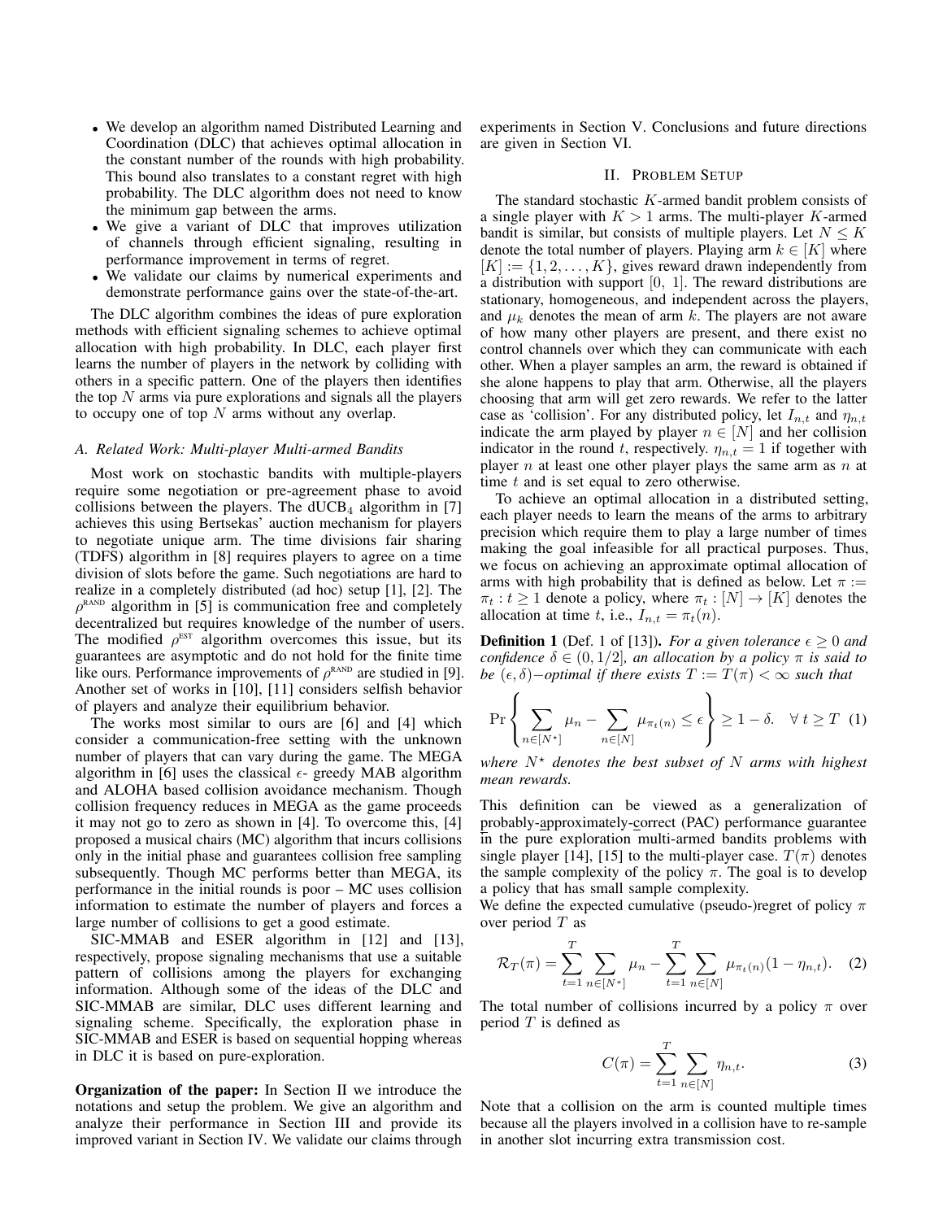- We develop an algorithm named Distributed Learning and Coordination (DLC) that achieves optimal allocation in the constant number of the rounds with high probability. This bound also translates to a constant regret with high probability. The DLC algorithm does not need to know the minimum gap between the arms.
- We give a variant of DLC that improves utilization of channels through efficient signaling, resulting in performance improvement in terms of regret.
- We validate our claims by numerical experiments and demonstrate performance gains over the state-of-the-art.

The DLC algorithm combines the ideas of pure exploration methods with efficient signaling schemes to achieve optimal allocation with high probability. In DLC, each player first learns the number of players in the network by colliding with others in a specific pattern. One of the players then identifies the top $N$ arms via pure explorations and signals all the players to occupy one of top $N$ arms without any overlap.

### A. Related Work: Multi-player Multi-armed Bandits

Most work on stochastic bandits with multiple-players require some negotiation or pre-agreement phase to avoid collisions between the players. The dUCB$_4$ algorithm in [7] achieves this using Bertsekas' auction mechanism for players to negotiate unique arm. The time divisions fair sharing (TDFS) algorithm in [8] requires players to agree on a time division of slots before the game. Such negotiations are hard to realize in a completely distributed (ad hoc) setup [1], [2]. The $\rho^{\text{RAND}}$ algorithm in [5] is communication free and completely decentralized but requires knowledge of the number of users. The modified $\rho^{\text{EST}}$ algorithm overcomes this issue, but its guarantees are asymptotic and do not hold for the finite time like ours. Performance improvements of $\rho^{\text{RAND}}$ are studied in [9]. Another set of works in [10], [11] considers selfish behavior of players and analyze their equilibrium behavior.

The works most similar to ours are [6] and [4] which consider a communication-free setting with the unknown number of players that can vary during the game. The MEGA algorithm in [6] uses the classical $\epsilon$- greedy MAB algorithm and ALOHA based collision avoidance mechanism. Though collision frequency reduces in MEGA as the game proceeds it may not go to zero as shown in [4]. To overcome this, [4] proposed a musical chairs (MC) algorithm that incurs collisions only in the initial phase and guarantees collision free sampling subsequently. Though MC performs better than MEGA, its performance in the initial rounds is poor – MC uses collision information to estimate the number of players and forces a large number of collisions to get a good estimate.

SIC-MMAB and ESER algorithm in [12] and [13], respectively, propose signaling mechanisms that use a suitable pattern of collisions among the players for exchanging information. Although some of the ideas of the DLC and SIC-MMAB are similar, DLC uses different learning and signaling scheme. Specifically, the exploration phase in SIC-MMAB and ESER is based on sequential hopping whereas in DLC it is based on pure-exploration.

**Organization of the paper:** In Section II we introduce the notations and setup the problem. We give an algorithm and analyze their performance in Section III and provide its improved variant in Section IV. We validate our claims through experiments in Section V. Conclusions and future directions are given in Section VI.

## II. Problem Setup

The standard stochastic $K$-armed bandit problem consists of a single player with $K > 1$ arms. The multi-player $K$-armed bandit is similar, but consists of multiple players. Let $N \leq K$ denote the total number of players. Playing arm $k \in [K]$ where $[K] := \{1, 2, \ldots, K\}$, gives reward drawn independently from a distribution with support $[0,\ 1]$. The reward distributions are stationary, homogeneous, and independent across the players, and $\mu_k$ denotes the mean of arm $k$. The players are not aware of how many other players are present, and there exist no control channels over which they can communicate with each other. When a player samples an arm, the reward is obtained if she alone happens to play that arm. Otherwise, all the players choosing that arm will get zero rewards. We refer to the latter case as 'collision'. For any distributed policy, let $I_{n,t}$ and $\eta_{n,t}$ indicate the arm played by player $n \in [N]$ and her collision indicator in the round $t$, respectively. $\eta_{n,t} = 1$ if together with player $n$ at least one other player plays the same arm as $n$ at time $t$ and is set equal to zero otherwise.

To achieve an optimal allocation in a distributed setting, each player needs to learn the means of the arms to arbitrary precision which require them to play a large number of times making the goal infeasible for all practical purposes. Thus, we focus on achieving an approximate optimal allocation of arms with high probability that is defined as below. Let $\pi := \pi_t : t \geq 1$ denote a policy, where $\pi_t : [N] \to [K]$ denotes the allocation at time $t$, i.e., $I_{n,t} = \pi_t(n)$.

**Definition 1** (Def. 1 of [13]). *For a given tolerance $\epsilon \geq 0$ and confidence $\delta \in (0, 1/2]$, an allocation by a policy $\pi$ is said to be $(\epsilon, \delta)-$optimal if there exists $T := T(\pi) < \infty$ such that*

$$\Pr\left\{ \sum_{n \in [N^\star]} \mu_n - \sum_{n \in [N]} \mu_{\pi_t(n)} \leq \epsilon \right\} \geq 1 - \delta. \quad \forall\, t \geq T \quad (1)$$

*where $N^\star$ denotes the best subset of $N$ arms with highest mean rewards.*

This definition can be viewed as a generalization of probably-approximately-correct (PAC) performance guarantee in the pure exploration multi-armed bandits problems with single player [14], [15] to the multi-player case. $T(\pi)$ denotes the sample complexity of the policy $\pi$. The goal is to develop a policy that has small sample complexity.

We define the expected cumulative (pseudo-)regret of policy $\pi$ over period $T$ as

$$\mathcal{R}_T(\pi) = \sum_{t=1}^{T} \sum_{n \in [N^\star]} \mu_n - \sum_{t=1}^{T} \sum_{n \in [N]} \mu_{\pi_t(n)}(1 - \eta_{n,t}). \quad (2)$$

The total number of collisions incurred by a policy $\pi$ over period $T$ is defined as

$$C(\pi) = \sum_{t=1}^{T} \sum_{n \in [N]} \eta_{n,t}. \quad (3)$$

Note that a collision on the arm is counted multiple times because all the players involved in a collision have to re-sample in another slot incurring extra transmission cost.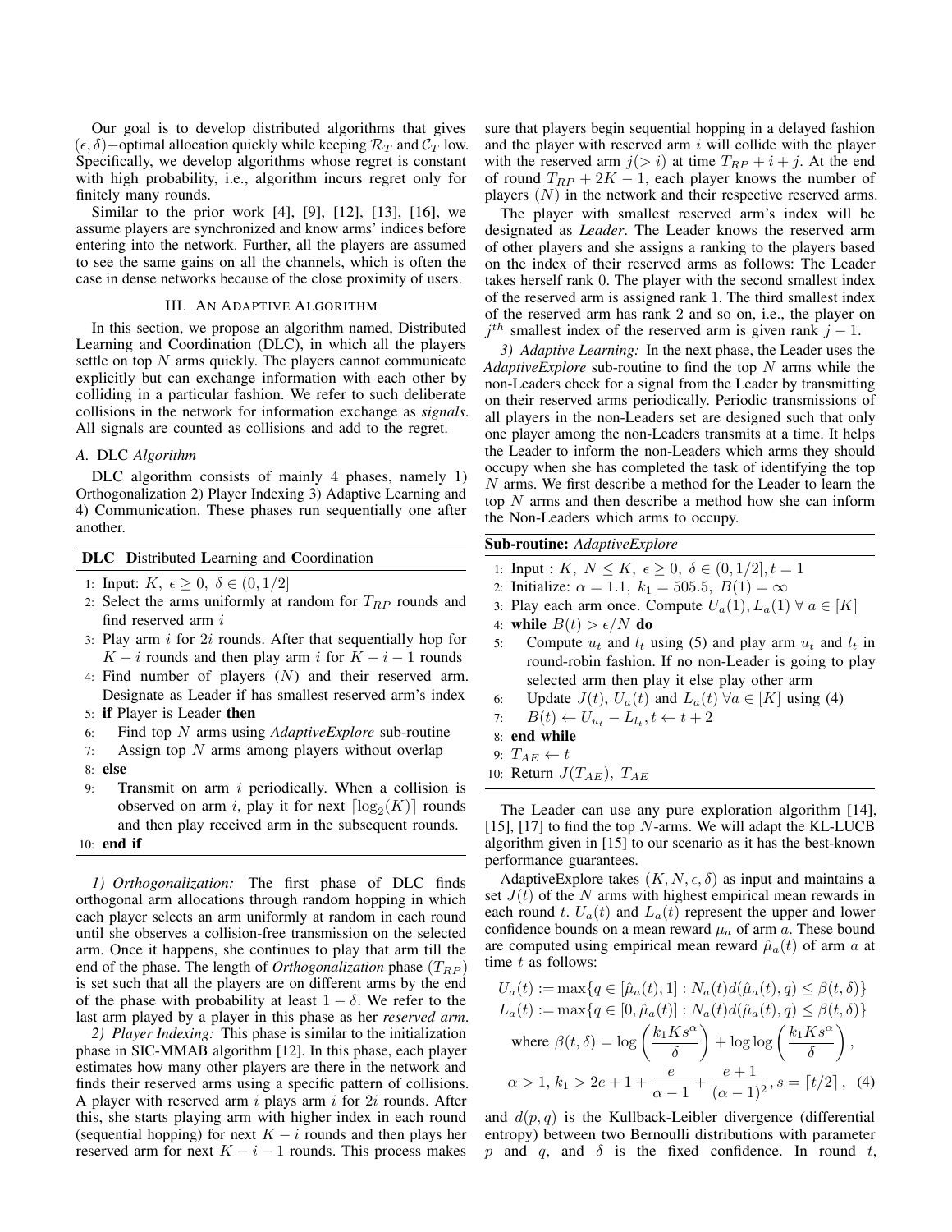Our goal is to develop distributed algorithms that gives $(\epsilon, \delta)-$optimal allocation quickly while keeping $\mathcal{R}_T$ and $\mathcal{C}_T$ low. Specifically, we develop algorithms whose regret is constant with high probability, i.e., algorithm incurs regret only for finitely many rounds.

Similar to the prior work [4], [9], [12], [13], [16], we assume players are synchronized and know arms' indices before entering into the network. Further, all the players are assumed to see the same gains on all the channels, which is often the case in dense networks because of the close proximity of users.

## III. An Adaptive Algorithm

In this section, we propose an algorithm named, Distributed Learning and Coordination (DLC), in which all the players settle on top $N$ arms quickly. The players cannot communicate explicitly but can exchange information with each other by colliding in a particular fashion. We refer to such deliberate collisions in the network for information exchange as *signals*. All signals are counted as collisions and add to the regret.

### *A. DLC Algorithm*

DLC algorithm consists of mainly 4 phases, namely 1) Orthogonalization 2) Player Indexing 3) Adaptive Learning and 4) Communication. These phases run sequentially one after another.

---

**DLC D**istributed **L**earning and **C**oordination

1: Input: $K$, $\epsilon \geq 0$, $\delta \in (0, 1/2]$
2: Select the arms uniformly at random for $T_{RP}$ rounds and find reserved arm $i$
3: Play arm $i$ for $2i$ rounds. After that sequentially hop for $K - i$ rounds and then play arm $i$ for $K - i - 1$ rounds
4: Find number of players $(N)$ and their reserved arm. Designate as Leader if has smallest reserved arm's index
5: **if** Player is Leader **then**
6: Find top $N$ arms using *AdaptiveExplore* sub-routine
7: Assign top $N$ arms among players without overlap
8: **else**
9: Transmit on arm $i$ periodically. When a collision is observed on arm $i$, play it for next $\lceil \log_2(K) \rceil$ rounds and then play received arm in the subsequent rounds.
10: **end if**

---

*1) Orthogonalization:* The first phase of DLC finds orthogonal arm allocations through random hopping in which each player selects an arm uniformly at random in each round until she observes a collision-free transmission on the selected arm. Once it happens, she continues to play that arm till the end of the phase. The length of *Orthogonalization* phase $(T_{RP})$ is set such that all the players are on different arms by the end of the phase with probability at least $1 - \delta$. We refer to the last arm played by a player in this phase as her *reserved arm*.

*2) Player Indexing:* This phase is similar to the initialization phase in SIC-MMAB algorithm [12]. In this phase, each player estimates how many other players are there in the network and finds their reserved arms using a specific pattern of collisions. A player with reserved arm $i$ plays arm $i$ for $2i$ rounds. After this, she starts playing arm with higher index in each round (sequential hopping) for next $K - i$ rounds and then plays her reserved arm for next $K - i - 1$ rounds. This process makes sure that players begin sequential hopping in a delayed fashion and the player with reserved arm $i$ will collide with the player with the reserved arm $j (> i)$ at time $T_{RP} + i + j$. At the end of round $T_{RP} + 2K - 1$, each player knows the number of players $(N)$ in the network and their respective reserved arms.

The player with smallest reserved arm's index will be designated as *Leader*. The Leader knows the reserved arm of other players and she assigns a ranking to the players based on the index of their reserved arms as follows: The Leader takes herself rank 0. The player with the second smallest index of the reserved arm is assigned rank 1. The third smallest index of the reserved arm has rank 2 and so on, i.e., the player on $j^{th}$ smallest index of the reserved arm is given rank $j - 1$.

*3) Adaptive Learning:* In the next phase, the Leader uses the *AdaptiveExplore* sub-routine to find the top $N$ arms while the non-Leaders check for a signal from the Leader by transmitting on their reserved arms periodically. Periodic transmissions of all players in the non-Leaders set are designed such that only one player among the non-Leaders transmits at a time. It helps the Leader to inform the non-Leaders which arms they should occupy when she has completed the task of identifying the top $N$ arms. We first describe a method for the Leader to learn the top $N$ arms and then describe a method how she can inform the Non-Leaders which arms to occupy.

---

**Sub-routine:** *AdaptiveExplore*

1: Input : $K$, $N \leq K$, $\epsilon \geq 0$, $\delta \in (0, 1/2]$, $t = 1$
2: Initialize: $\alpha = 1.1$, $k_1 = 505.5$, $B(1) = \infty$
3: Play each arm once. Compute $U_a(1), L_a(1)\ \forall\ a \in [K]$
4: **while** $B(t) > \epsilon/N$ **do**
5: Compute $u_t$ and $l_t$ using (5) and play arm $u_t$ and $l_t$ in round-robin fashion. If no non-Leader is going to play selected arm then play it else play other arm
6: Update $J(t)$, $U_a(t)$ and $L_a(t)\ \forall a \in [K]$ using (4)
7: $B(t) \leftarrow U_{u_t} - L_{l_t}, t \leftarrow t + 2$
8: **end while**
9: $T_{AE} \leftarrow t$
10: Return $J(T_{AE})$, $T_{AE}$

---

The Leader can use any pure exploration algorithm [14], [15], [17] to find the top $N$-arms. We will adapt the KL-LUCB algorithm given in [15] to our scenario as it has the best-known performance guarantees.

AdaptiveExplore takes $(K, N, \epsilon, \delta)$ as input and maintains a set $J(t)$ of the $N$ arms with highest empirical mean rewards in each round $t$. $U_a(t)$ and $L_a(t)$ represent the upper and lower confidence bounds on a mean reward $\mu_a$ of arm $a$. These bound are computed using empirical mean reward $\hat{\mu}_a(t)$ of arm $a$ at time $t$ as follows:

$$
\begin{aligned}
U_a(t) &:= \max\{q \in [\hat{\mu}_a(t), 1] : N_a(t) d(\hat{\mu}_a(t), q) \leq \beta(t, \delta)\} \\
L_a(t) &:= \max\{q \in [0, \hat{\mu}_a(t)] : N_a(t) d(\hat{\mu}_a(t), q) \leq \beta(t, \delta)\} \\
&\text{where } \beta(t, \delta) = \log\left(\frac{k_1 K s^\alpha}{\delta}\right) + \log\log\left(\frac{k_1 K s^\alpha}{\delta}\right), \\
&\alpha > 1,\ k_1 > 2e + 1 + \frac{e}{\alpha - 1} + \frac{e+1}{(\alpha-1)^2},\ s = \lceil t/2 \rceil, \quad (4)
\end{aligned}
$$

and $d(p, q)$ is the Kullback-Leibler divergence (differential entropy) between two Bernoulli distributions with parameter $p$ and $q$, and $\delta$ is the fixed confidence. In round $t$,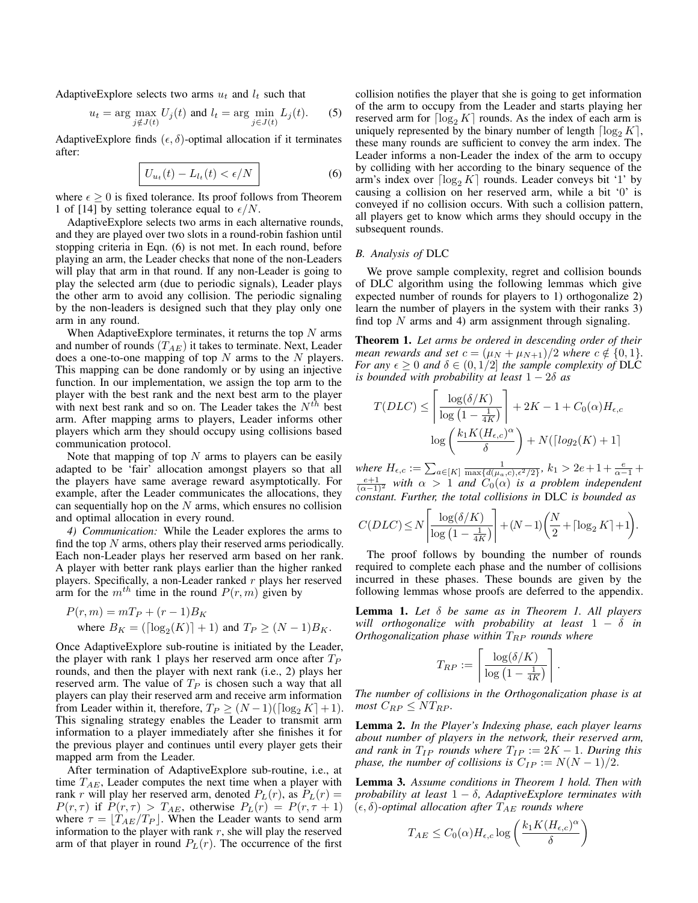AdaptiveExplore selects two arms $u_t$ and $l_t$ such that

$$u_t = \arg\max_{j \notin J(t)} U_j(t) \text{ and } l_t = \arg\min_{j \in J(t)} L_j(t). \quad (5)$$

AdaptiveExplore finds $(\epsilon, \delta)$-optimal allocation if it terminates after:

$$\boxed{U_{u_t}(t) - L_{l_t}(t) < \epsilon/N} \quad (6)$$

where $\epsilon \geq 0$ is fixed tolerance. Its proof follows from Theorem 1 of [14] by setting tolerance equal to $\epsilon/N$.

AdaptiveExplore selects two arms in each alternative rounds, and they are played over two slots in a round-robin fashion until stopping criteria in Eqn. (6) is not met. In each round, before playing an arm, the Leader checks that none of the non-Leaders will play that arm in that round. If any non-Leader is going to play the selected arm (due to periodic signals), Leader plays the other arm to avoid any collision. The periodic signaling by the non-leaders is designed such that they play only one arm in any round.

When AdaptiveExplore terminates, it returns the top $N$ arms and number of rounds ($T_{AE}$) it takes to terminate. Next, Leader does a one-to-one mapping of top $N$ arms to the $N$ players. This mapping can be done randomly or by using an injective function. In our implementation, we assign the top arm to the player with the best rank and the next best arm to the player with next best rank and so on. The Leader takes the $N^{th}$ best arm. After mapping arms to players, Leader informs other players which arm they should occupy using collisions based communication protocol.

Note that mapping of top $N$ arms to players can be easily adapted to be 'fair' allocation amongst players so that all the players have same average reward asymptotically. For example, after the Leader communicates the allocations, they can sequentially hop on the $N$ arms, which ensures no collision and optimal allocation in every round.

*4) Communication:* While the Leader explores the arms to find the top $N$ arms, others play their reserved arms periodically. Each non-Leader plays her reserved arm based on her rank. A player with better rank plays earlier than the higher ranked players. Specifically, a non-Leader ranked $r$ plays her reserved arm for the $m^{th}$ time in the round $P(r, m)$ given by

$$P(r, m) = mT_P + (r-1)B_K$$
$$\text{where } B_K = (\lceil \log_2(K) \rceil + 1) \text{ and } T_P \geq (N-1)B_K.$$

Once AdaptiveExplore sub-routine is initiated by the Leader, the player with rank 1 plays her reserved arm once after $T_P$ rounds, and then the player with next rank (i.e., 2) plays her reserved arm. The value of $T_P$ is chosen such a way that all players can play their reserved arm and receive arm information from Leader within it, therefore, $T_P \geq (N-1)(\lceil \log_2 K \rceil + 1)$. This signaling strategy enables the Leader to transmit arm information to a player immediately after she finishes it for the previous player and continues until every player gets their mapped arm from the Leader.

After termination of AdaptiveExplore sub-routine, i.e., at time $T_{AE}$, Leader computes the next time when a player with rank $r$ will play her reserved arm, denoted $P_L(r)$, as $P_L(r) = P(r, \tau)$ if $P(r, \tau) > T_{AE}$, otherwise $P_L(r) = P(r, \tau + 1)$ where $\tau = \lfloor T_{AE}/T_P \rfloor$. When the Leader wants to send arm information to the player with rank $r$, she will play the reserved arm of that player in round $P_L(r)$. The occurrence of the first collision notifies the player that she is going to get information of the arm to occupy from the Leader and starts playing her reserved arm for $\lceil \log_2 K \rceil$ rounds. As the index of each arm is uniquely represented by the binary number of length $\lceil \log_2 K \rceil$, these many rounds are sufficient to convey the arm index. The Leader informs a non-Leader the index of the arm to occupy by colliding with her according to the binary sequence of the arm's index over $\lceil \log_2 K \rceil$ rounds. Leader conveys bit '1' by causing a collision on her reserved arm, while a bit '0' is conveyed if no collision occurs. With such a collision pattern, all players get to know which arms they should occupy in the subsequent rounds.

### *B. Analysis of* DLC

We prove sample complexity, regret and collision bounds of DLC algorithm using the following lemmas which give expected number of rounds for players to 1) orthogonalize 2) learn the number of players in the system with their ranks 3) find top $N$ arms and 4) arm assignment through signaling.

**Theorem 1.** *Let arms be ordered in descending order of their mean rewards and set $c = (\mu_N + \mu_{N+1})/2$ where $c \notin \{0, 1\}$. For any $\epsilon \geq 0$ and $\delta \in (0, 1/2]$ the sample complexity of* DLC *is bounded with probability at least $1 - 2\delta$ as*

$$T(DLC) \leq \left\lceil \frac{\log(\delta/K)}{\log\left(1 - \frac{1}{4K}\right)} \right\rceil + 2K - 1 + C_0(\alpha) H_{\epsilon,c}$$
$$\log\left(\frac{k_1 K (H_{\epsilon,c})^\alpha}{\delta}\right) + N(\lceil log_2(K) + 1 \rceil$$

*where $H_{\epsilon,c} := \sum_{a \in [K]} \frac{1}{\max\{d(\mu_a, c), \epsilon^2/2\}}$, $k_1 > 2e + 1 + \frac{e}{\alpha - 1} + \frac{e+1}{(\alpha-1)^2}$ with $\alpha > 1$ and $C_0(\alpha)$ is a problem independent constant. Further, the total collisions in* DLC *is bounded as*

$$C(DLC) \leq N \left\lceil \frac{\log(\delta/K)}{\log\left(1 - \frac{1}{4K}\right)} \right\rceil + (N-1)\left(\frac{N}{2} + \lceil \log_2 K \rceil + 1\right).$$

The proof follows by bounding the number of rounds required to complete each phase and the number of collisions incurred in these phases. These bounds are given by the following lemmas whose proofs are deferred to the appendix.

**Lemma 1.** *Let $\delta$ be same as in Theorem 1. All players will orthogonalize with probability at least $1 - \delta$ in Orthogonalization phase within $T_{RP}$ rounds where*

$$T_{RP} := \left\lceil \frac{\log(\delta/K)}{\log\left(1 - \frac{1}{4K}\right)} \right\rceil.$$

*The number of collisions in the Orthogonalization phase is at most $C_{RP} \leq NT_{RP}$.*

**Lemma 2.** *In the Player's Indexing phase, each player learns about number of players in the network, their reserved arm, and rank in $T_{IP}$ rounds where $T_{IP} := 2K - 1$. During this phase, the number of collisions is $C_{IP} := N(N-1)/2$.*

**Lemma 3.** *Assume conditions in Theorem 1 hold. Then with probability at least $1 - \delta$, AdaptiveExplore terminates with $(\epsilon, \delta)$-optimal allocation after $T_{AE}$ rounds where*

$$T_{AE} \leq C_0(\alpha) H_{\epsilon,c} \log\left(\frac{k_1 K (H_{\epsilon,c})^\alpha}{\delta}\right)$$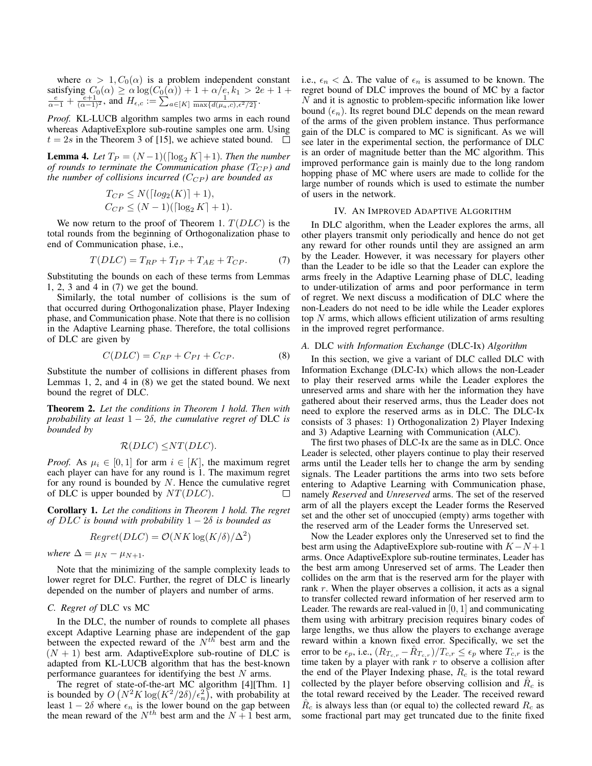where $\alpha > 1, C_0(\alpha)$ is a problem independent constant satisfying $C_0(\alpha) \geq \alpha \log(C_0(\alpha)) + 1 + \alpha/e, k_1 > 2e + 1 + \frac{e}{\alpha-1} + \frac{e+1}{(\alpha-1)^2}$, and $H_{\epsilon,c} := \sum_{a\in[K]} \frac{1}{\max\{d(\mu_a,c),\epsilon^2/2\}}$.

*Proof.* KL-LUCB algorithm samples two arms in each round whereas AdaptiveExplore sub-routine samples one arm. Using $t = 2s$ in the Theorem 3 of [15], we achieve stated bound. □

**Lemma 4.** *Let $T_P = (N-1)(\lceil \log_2 K \rceil + 1)$. Then the number of rounds to terminate the Communication phase ($T_{CP}$) and the number of collisions incurred ($C_{CP}$) are bounded as*

$$T_{CP} \leq N(\lceil log_2(K) \rceil + 1),$$
$$C_{CP} \leq (N-1)(\lceil \log_2 K \rceil + 1).$$

We now return to the proof of Theorem 1. $T(DLC)$ is the total rounds from the beginning of Orthogonalization phase to end of Communication phase, i.e.,

$$T(DLC) = T_{RP} + T_{IP} + T_{AE} + T_{CP}. \tag{7}$$

Substituting the bounds on each of these terms from Lemmas 1, 2, 3 and 4 in (7) we get the bound.

Similarly, the total number of collisions is the sum of that occurred during Orthogonalization phase, Player Indexing phase, and Communication phase. Note that there is no collision in the Adaptive Learning phase. Therefore, the total collisions of DLC are given by

$$C(DLC) = C_{RP} + C_{PI} + C_{CP}. \tag{8}$$

Substitute the number of collisions in different phases from Lemmas 1, 2, and 4 in (8) we get the stated bound. We next bound the regret of DLC.

**Theorem 2.** *Let the conditions in Theorem 1 hold. Then with probability at least $1-2\delta$, the cumulative regret of* DLC *is bounded by*

$$\mathcal{R}(DLC) \leq NT(DLC).$$

*Proof.* As $\mu_i \in [0,1]$ for arm $i \in [K]$, the maximum regret each player can have for any round is 1. The maximum regret for any round is bounded by $N$. Hence the cumulative regret of DLC is upper bounded by $NT(DLC)$. □

**Corollary 1.** *Let the conditions in Theorem 1 hold. The regret of $DLC$ is bound with probability $1-2\delta$ is bounded as*

$$Regret(DLC) = \mathcal{O}(NK\log(K/\delta)/\Delta^2)$$

*where $\Delta = \mu_N - \mu_{N+1}$.*

Note that the minimizing of the sample complexity leads to lower regret for DLC. Further, the regret of DLC is linearly depended on the number of players and number of arms.

### C. Regret of DLC vs MC

In the DLC, the number of rounds to complete all phases except Adaptive Learning phase are independent of the gap between the expected reward of the $N^{th}$ best arm and the $(N+1)$ best arm. AdaptiveExplore sub-routine of DLC is adapted from KL-LUCB algorithm that has the best-known performance guarantees for identifying the best $N$ arms.

The regret of state-of-the-art MC algorithm [4][Thm. 1] is bounded by $O\left(N^2K\log(K^2/2\delta)/\epsilon_n^2\right)$, with probability at least $1-2\delta$ where $\epsilon_n$ is the lower bound on the gap between the mean reward of the $N^{th}$ best arm and the $N+1$ best arm, i.e., $\epsilon_n < \Delta$. The value of $\epsilon_n$ is assumed to be known. The regret bound of DLC improves the bound of MC by a factor $N$ and it is agnostic to problem-specific information like lower bound ($\epsilon_n$). Its regret bound DLC depends on the mean reward of the arms of the given problem instance. Thus performance gain of the DLC is compared to MC is significant. As we will see later in the experimental section, the performance of DLC is an order of magnitude better than the MC algorithm. This improved performance gain is mainly due to the long random hopping phase of MC where users are made to collide for the large number of rounds which is used to estimate the number of users in the network.

## IV. An Improved Adaptive Algorithm

In DLC algorithm, when the Leader explores the arms, all other players transmit only periodically and hence do not get any reward for other rounds until they are assigned an arm by the Leader. However, it was necessary for players other than the Leader to be idle so that the Leader can explore the arms freely in the Adaptive Learning phase of DLC, leading to under-utilization of arms and poor performance in term of regret. We next discuss a modification of DLC where the non-Leaders do not need to be idle while the Leader explores top $N$ arms, which allows efficient utilization of arms resulting in the improved regret performance.

### A. DLC with Information Exchange (DLC-Ix) Algorithm

In this section, we give a variant of DLC called DLC with Information Exchange (DLC-Ix) which allows the non-Leader to play their reserved arms while the Leader explores the unreserved arms and share with her the information they have gathered about their reserved arms, thus the Leader does not need to explore the reserved arms as in DLC. The DLC-Ix consists of 3 phases: 1) Orthogonalization 2) Player Indexing and 3) Adaptive Learning with Communication (ALC).

The first two phases of DLC-Ix are the same as in DLC. Once Leader is selected, other players continue to play their reserved arms until the Leader tells her to change the arm by sending signals. The Leader partitions the arms into two sets before entering to Adaptive Learning with Communication phase, namely *Reserved* and *Unreserved* arms. The set of the reserved arm of all the players except the Leader forms the Reserved set and the other set of unoccupied (empty) arms together with the reserved arm of the Leader forms the Unreserved set.

Now the Leader explores only the Unreserved set to find the best arm using the AdaptiveExplore sub-routine with $K-N+1$ arms. Once AdaptiveExplore sub-routine terminates, Leader has the best arm among Unreserved set of arms. The Leader then collides on the arm that is the reserved arm for the player with rank $r$. When the player observes a collision, it acts as a signal to transfer collected reward information of her reserved arm to Leader. The rewards are real-valued in $[0,1]$ and communicating them using with arbitrary precision requires binary codes of large lengths, we thus allow the players to exchange average reward within a known fixed error. Specifically, we set the error to be $\epsilon_p$, i.e., $(R_{T_{c,r}} - \hat{R}_{T_{c,r}})/T_{c,r} \leq \epsilon_p$ where $T_{c,r}$ is the time taken by a player with rank $r$ to observe a collision after the end of the Player Indexing phase, $R_c$ is the total reward collected by the player before observing collision and $\hat{R}_c$ is the total reward received by the Leader. The received reward $\hat{R}_c$ is always less than (or equal to) the collected reward $R_c$ as some fractional part may get truncated due to the finite fixed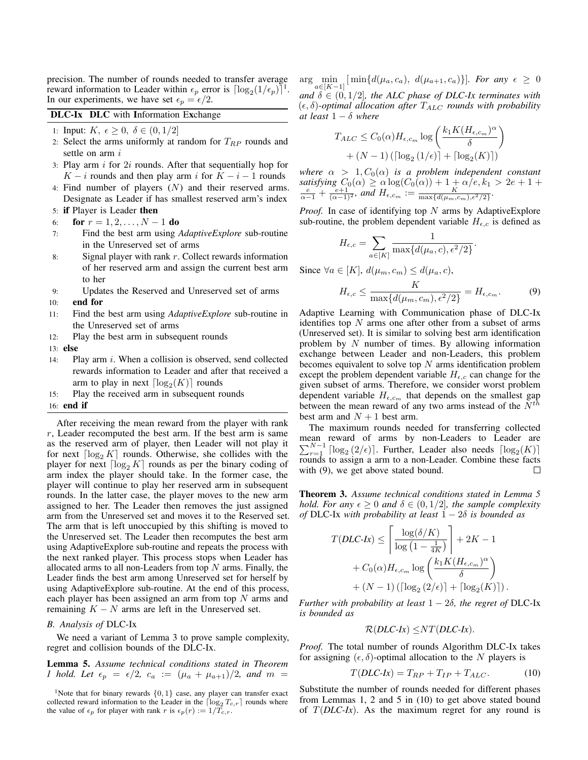precision. The number of rounds needed to transfer average reward information to Leader within $\epsilon_p$ error is $\lceil \log_2(1/\epsilon_p) \rceil$[1]. In our experiments, we have set $\epsilon_p = \epsilon/2$.

**DLC-Ix DLC with Information Exchange**

1: Input: $K$, $\epsilon \geq 0$, $\delta \in (0, 1/2]$
2: Select the arms uniformly at random for $T_{RP}$ rounds and settle on arm $i$
3: Play arm $i$ for $2i$ rounds. After that sequentially hop for $K - i$ rounds and then play arm $i$ for $K - i - 1$ rounds
4: Find number of players ($N$) and their reserved arms. Designate as Leader if has smallest reserved arm's index
5: **if** Player is Leader **then**
6: &nbsp;&nbsp;&nbsp;&nbsp;**for** $r = 1, 2, \ldots, N - 1$ **do**
7: &nbsp;&nbsp;&nbsp;&nbsp;&nbsp;&nbsp;&nbsp;&nbsp;Find the best arm using *AdaptiveExplore* sub-routine in the Unreserved set of arms
8: &nbsp;&nbsp;&nbsp;&nbsp;&nbsp;&nbsp;&nbsp;&nbsp;Signal player with rank $r$. Collect rewards information of her reserved arm and assign the current best arm to her
9: &nbsp;&nbsp;&nbsp;&nbsp;&nbsp;&nbsp;&nbsp;&nbsp;Updates the Reserved and Unreserved set of arms
10: &nbsp;&nbsp;&nbsp;&nbsp;**end for**
11: &nbsp;&nbsp;&nbsp;&nbsp;Find the best arm using *AdaptiveExplore* sub-routine in the Unreserved set of arms
12: &nbsp;&nbsp;&nbsp;&nbsp;Play the best arm in subsequent rounds
13: **else**
14: &nbsp;&nbsp;&nbsp;&nbsp;Play arm $i$. When a collision is observed, send collected rewards information to Leader and after that received a arm to play in next $\lceil \log_2(K) \rceil$ rounds
15: &nbsp;&nbsp;&nbsp;&nbsp;Play the received arm in subsequent rounds
16: **end if**

After receiving the mean reward from the player with rank $r$, Leader recomputed the best arm. If the best arm is same as the reserved arm of player, then Leader will not play it for next $\lceil \log_2 K \rceil$ rounds. Otherwise, she collides with the player for next $\lceil \log_2 K \rceil$ rounds as per the binary coding of arm index the player should take. In the former case, the player will continue to play her reserved arm in subsequent rounds. In the latter case, the player moves to the new arm assigned to her. The Leader then removes the just assigned arm from the Unreserved set and moves it to the Reserved set. The arm that is left unoccupied by this shifting is moved to the Unreserved set. The Leader then recomputes the best arm using AdaptiveExplore sub-routine and repeats the process with the next ranked player. This process stops when Leader has allocated arms to all non-Leaders from top $N$ arms. Finally, the Leader finds the best arm among Unreserved set for herself by using AdaptiveExplore sub-routine. At the end of this process, each player has been assigned an arm from top $N$ arms and remaining $K - N$ arms are left in the Unreserved set.

### B. Analysis of DLC-Ix

We need a variant of Lemma 3 to prove sample complexity, regret and collision bounds of the DLC-Ix.

**Lemma 5.** *Assume technical conditions stated in Theorem 1 hold. Let $\epsilon_p = \epsilon/2$, $c_a := (\mu_a + \mu_{a+1})/2$, and $m = \arg\min_{a \in [K-1]} [\min\{d(\mu_a, c_a),\ d(\mu_{a+1}, c_a)\}]$. For any $\epsilon \geq 0$ and $\delta \in (0, 1/2]$, the ALC phase of DLC-Ix terminates with $(\epsilon, \delta)$-optimal allocation after $T_{ALC}$ rounds with probability at least $1 - \delta$ where*

$$T_{ALC} \leq C_0(\alpha) H_{\epsilon, c_m} \log\left(\frac{k_1 K (H_{\epsilon, c_m})^\alpha}{\delta}\right) + (N-1)\left(\lceil \log_2(1/\epsilon) \rceil + \lceil \log_2(K) \rceil\right)$$

*where $\alpha > 1$, $C_0(\alpha)$ is a problem independent constant satisfying $C_0(\alpha) \geq \alpha \log(C_0(\alpha)) + 1 + \alpha/e$, $k_1 > 2e + 1 + \frac{e}{\alpha - 1} + \frac{e+1}{(\alpha-1)^2}$, and $H_{\epsilon, c_m} := \frac{K}{\max\{d(\mu_m, c_m), \epsilon^2/2\}}$.*

*Proof.* In case of identifying top $N$ arms by AdaptiveExplore sub-routine, the problem dependent variable $H_{\epsilon,c}$ is defined as

$$H_{\epsilon,c} = \sum_{a \in [K]} \frac{1}{\max\{d(\mu_a, c), \epsilon^2/2\}}.$$

Since $\forall a \in [K],\ d(\mu_m, c_m) \leq d(\mu_a, c)$,

$$H_{\epsilon,c} \leq \frac{K}{\max\{d(\mu_m, c_m), \epsilon^2/2\}} = H_{\epsilon, c_m}. \tag{9}$$

Adaptive Learning with Communication phase of DLC-Ix identifies top $N$ arms one after other from a subset of arms (Unreserved set). It is similar to solving best arm identification problem by $N$ number of times. By allowing information exchange between Leader and non-Leaders, this problem becomes equivalent to solve top $N$ arms identification problem except the problem dependent variable $H_{\epsilon,c}$ can change for the given subset of arms. Therefore, we consider worst problem dependent variable $H_{\epsilon,c_m}$ that depends on the smallest gap between the mean reward of any two arms instead of the $N^{th}$ best arm and $N+1$ best arm.

The maximum rounds needed for transferring collected mean reward of arms by non-Leaders to Leader are $\sum_{r=1}^{N-1} \lceil \log_2(2/\epsilon) \rceil$. Further, Leader also needs $\lceil \log_2(K) \rceil$ rounds to assign a arm to a non-Leader. Combine these facts with (9), we get above stated bound. $\square$

**Theorem 3.** *Assume technical conditions stated in Lemma 5 hold. For any $\epsilon \geq 0$ and $\delta \in (0, 1/2]$, the sample complexity of* DLC-Ix *with probability at least $1 - 2\delta$ is bounded as*

$$T(\textit{DLC-Ix}) \leq \left\lceil \frac{\log(\delta/K)}{\log\left(1 - \frac{1}{4K}\right)} \right\rceil + 2K - 1 + C_0(\alpha) H_{\epsilon, c_m} \log\left(\frac{k_1 K (H_{\epsilon, c_m})^\alpha}{\delta}\right) + (N-1)\left(\lceil \log_2(2/\epsilon) \rceil + \lceil \log_2(K) \rceil\right).$$

*Further with probability at least $1 - 2\delta$, the regret of* DLC-Ix *is bounded as*

$$\mathcal{R}(\textit{DLC-Ix}) \leq N T(\textit{DLC-Ix}).$$

*Proof.* The total number of rounds Algorithm DLC-Ix takes for assigning $(\epsilon, \delta)$-optimal allocation to the $N$ players is

$$T(\textit{DLC-Ix}) = T_{RP} + T_{IP} + T_{ALC}. \tag{10}$$

Substitute the number of rounds needed for different phases from Lemmas 1, 2 and 5 in (10) to get above stated bound of $T(\textit{DLC-Ix})$. As the maximum regret for any round is

[1] Note that for binary rewards $\{0, 1\}$ case, any player can transfer exact collected reward information to the Leader in the $\lceil \log_2 T_{c,r} \rceil$ rounds where the value of $\epsilon_p$ for player with rank $r$ is $\epsilon_p(r) := 1/T_{c,r}$.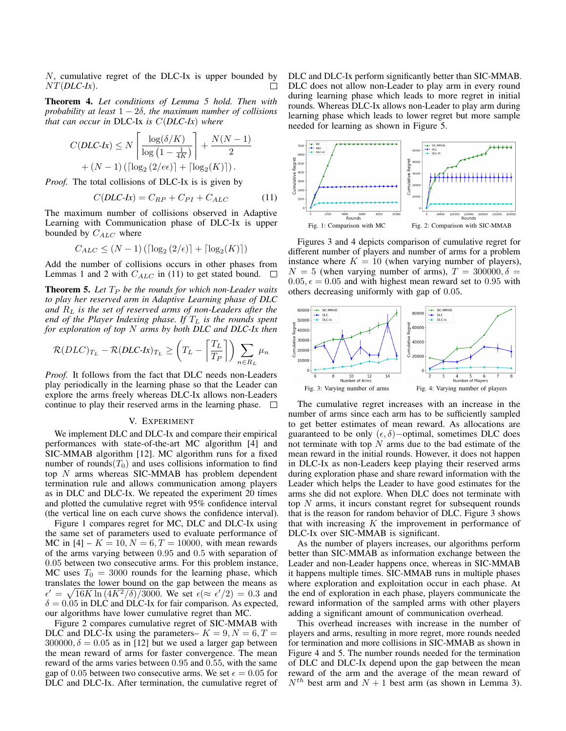$N$, cumulative regret of the DLC-Ix is upper bounded by $NT$(*DLC-Ix*). □

**Theorem 4.** *Let conditions of Lemma 5 hold. Then with probability at least $1-2\delta$, the maximum number of collisions that can occur in* DLC-Ix *is $C$(DLC-Ix) where*

$$C(\textit{DLC-Ix}) \leq N\left\lceil \frac{\log(\delta/K)}{\log\left(1-\frac{1}{4K}\right)} \right\rceil + \frac{N(N-1)}{2}$$
$$+ (N-1)\left(\lceil \log_2(2/e\epsilon)\rceil + \lceil \log_2(K)\rceil\right).$$

*Proof.* The total collisions of DLC-Ix is is given by

$$C(\textit{DLC-Ix}) = C_{RP} + C_{PI} + C_{ALC} \quad (11)$$

The maximum number of collisions observed in Adaptive Learning with Communication phase of DLC-Ix is upper bounded by $C_{ALC}$ where

$$C_{ALC} \leq (N-1)\left(\lceil \log_2(2/\epsilon)\rceil + \lceil \log_2(K)\rceil\right)$$

Add the number of collisions occurs in other phases from Lemmas 1 and 2 with $C_{ALC}$ in (11) to get stated bound. □

**Theorem 5.** *Let $T_P$ be the rounds for which non-Leader waits to play her reserved arm in Adaptive Learning phase of DLC and $R_L$ is the set of reserved arms of non-Leaders after the end of the Player Indexing phase. If $T_L$ is the rounds spent for exploration of top $N$ arms by both DLC and DLC-Ix then*

$$\mathcal{R}(DLC)_{T_L} - \mathcal{R}(\textit{DLC-Ix})_{T_L} \geq \left(T_L - \left\lceil \frac{T_L}{T_P} \right\rceil\right) \sum_{n \in R_L} \mu_n$$

*Proof.* It follows from the fact that DLC needs non-Leaders play periodically in the learning phase so that the Leader can explore the arms freely whereas DLC-Ix allows non-Leaders continue to play their reserved arms in the learning phase. □

## V. Experiment

We implement DLC and DLC-Ix and compare their empirical performances with state-of-the-art MC algorithm [4] and SIC-MMAB algorithm [12]. MC algorithm runs for a fixed number of rounds($T_0$) and uses collisions information to find top $N$ arms whereas SIC-MMAB has problem dependent termination rule and allows communication among players as in DLC and DLC-Ix. We repeated the experiment 20 times and plotted the cumulative regret with 95% confidence interval (the vertical line on each curve shows the confidence interval).

Figure 1 compares regret for MC, DLC and DLC-Ix using the same set of parameters used to evaluate performance of MC in [4] – $K = 10, N = 6, T = 10000$, with mean rewards of the arms varying between 0.95 and 0.5 with separation of 0.05 between two consecutive arms. For this problem instance, MC uses $T_0 = 3000$ rounds for the learning phase, which translates the lower bound on the gap between the means as $\epsilon' = \sqrt{16K\ln(4K^2/\delta)/3000}$. We set $\epsilon(\approx \epsilon'/2) = 0.3$ and $\delta = 0.05$ in DLC and DLC-Ix for fair comparison. As expected, our algorithms have lower cumulative regret than MC.

Figure 2 compares cumulative regret of SIC-MMAB with DLC and DLC-Ix using the parameters– $K = 9, N = 6, T = 300000, \delta = 0.05$ as in [12] but we used a larger gap between the mean reward of arms for faster convergence. The mean reward of the arms varies between 0.95 and 0.55, with the same gap of 0.05 between two consecutive arms. We set $\epsilon = 0.05$ for DLC and DLC-Ix. After termination, the cumulative regret of DLC and DLC-Ix perform significantly better than SIC-MMAB. DLC does not allow non-Leader to play arm in every round during learning phase which leads to more regret in initial rounds. Whereas DLC-Ix allows non-Leader to play arm during learning phase which leads to lower regret but more sample needed for learning as shown in Figure 5.

Fig. 1: Comparison with MC

Fig. 2: Comparison with SIC-MMAB

Figures 3 and 4 depicts comparison of cumulative regret for different number of players and number of arms for a problem instance where $K = 10$ (when varying number of players), $N = 5$ (when varying number of arms), $T = 300000, \delta = 0.05, \epsilon = 0.05$ and with highest mean reward set to 0.95 with others decreasing uniformly with gap of 0.05.

Fig. 3: Varying number of arms

Fig. 4: Varying number of players

The cumulative regret increases with an increase in the number of arms since each arm has to be sufficiently sampled to get better estimates of mean reward. As allocations are guaranteed to be only $(\epsilon, \delta)-$optimal, sometimes DLC does not terminate with top $N$ arms due to the bad estimate of the mean reward in the initial rounds. However, it does not happen in DLC-Ix as non-Leaders keep playing their reserved arms during exploration phase and share reward information with the Leader which helps the Leader to have good estimates for the arms she did not explore. When DLC does not terminate with top $N$ arms, it incurs constant regret for subsequent rounds that is the reason for random behavior of DLC. Figure 3 shows that with increasing $K$ the improvement in performance of DLC-Ix over SIC-MMAB is significant.

As the number of players increases, our algorithms perform better than SIC-MMAB as information exchange between the Leader and non-Leader happens once, whereas in SIC-MMAB it happens multiple times. SIC-MMAB runs in multiple phases where exploration and exploitation occur in each phase. At the end of exploration in each phase, players communicate the reward information of the sampled arms with other players adding a significant amount of communication overhead.

This overhead increases with increase in the number of players and arms, resulting in more regret, more rounds needed for termination and more collisions in SIC-MMAB as shown in Figure 4 and 5. The number rounds needed for the termination of DLC and DLC-Ix depend upon the gap between the mean reward of the arm and the average of the mean reward of $N^{th}$ best arm and $N+1$ best arm (as shown in Lemma 3).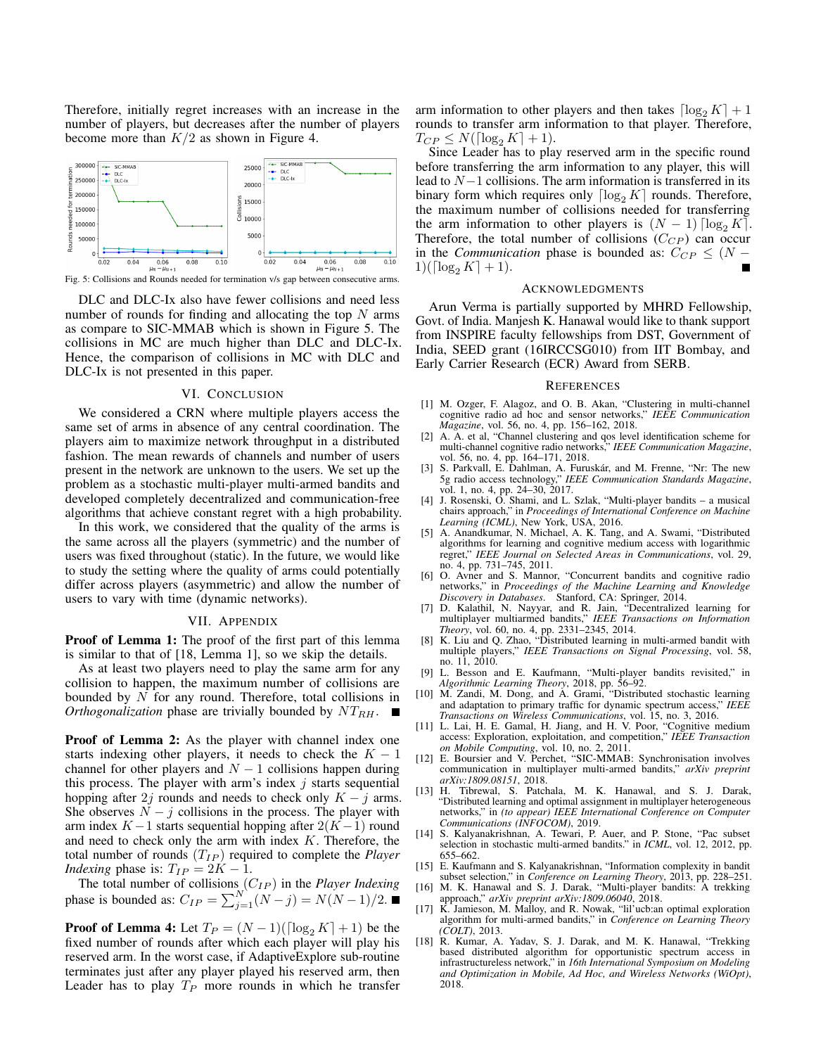Therefore, initially regret increases with an increase in the number of players, but decreases after the number of players become more than $K/2$ as shown in Figure 4.

Rounds needed for termination
300000
250000
200000
150000
100000
50000
0
0.02 0.04 0.06 0.08 0.10
$\mu_N - \mu_{N+1}$
SIC-MMAB
DLC
DLC-Ix

Collisions
25000
20000
15000
10000
5000
0
0.02 0.04 0.06 0.08 0.10
$\mu_N - \mu_{N+1}$
SIC-MMAB
DLC
DLC-Ix

Fig. 5: Collisions and Rounds needed for termination v/s gap between consecutive arms.

DLC and DLC-Ix also have fewer collisions and need less number of rounds for finding and allocating the top $N$ arms as compare to SIC-MMAB which is shown in Figure 5. The collisions in MC are much higher than DLC and DLC-Ix. Hence, the comparison of collisions in MC with DLC and DLC-Ix is not presented in this paper.

## VI. Conclusion

We considered a CRN where multiple players access the same set of arms in absence of any central coordination. The players aim to maximize network throughput in a distributed fashion. The mean rewards of channels and number of users present in the network are unknown to the users. We set up the problem as a stochastic multi-player multi-armed bandits and developed completely decentralized and communication-free algorithms that achieve constant regret with a high probability.

In this work, we considered that the quality of the arms is the same across all the players (symmetric) and the number of users was fixed throughout (static). In the future, we would like to study the setting where the quality of arms could potentially differ across players (asymmetric) and allow the number of users to vary with time (dynamic networks).

## VII. Appendix

**Proof of Lemma 1:** The proof of the first part of this lemma is similar to that of [18, Lemma 1], so we skip the details.

As at least two players need to play the same arm for any collision to happen, the maximum number of collisions are bounded by $N$ for any round. Therefore, total collisions in *Orthogonalization* phase are trivially bounded by $NT_{RH}$. ■

**Proof of Lemma 2:** As the player with channel index one starts indexing other players, it needs to check the $K-1$ channel for other players and $N-1$ collisions happen during this process. The player with arm's index $j$ starts sequential hopping after $2j$ rounds and needs to check only $K-j$ arms. She observes $N-j$ collisions in the process. The player with arm index $K-1$ starts sequential hopping after $2(K-1)$ round and need to check only the arm with index $K$. Therefore, the total number of rounds $(T_{IP})$ required to complete the *Player Indexing* phase is: $T_{IP} = 2K-1$.

The total number of collisions $(C_{IP})$ in the *Player Indexing* phase is bounded as: $C_{IP} = \sum_{j=1}^{N}(N-j) = N(N-1)/2$. ■

**Proof of Lemma 4:** Let $T_P = (N-1)(\lceil \log_2 K \rceil + 1)$ be the fixed number of rounds after which each player will play his reserved arm. In the worst case, if AdaptiveExplore sub-routine terminates just after any player played his reserved arm, then Leader has to play $T_P$ more rounds in which he transfer arm information to other players and then takes $\lceil \log_2 K \rceil + 1$ rounds to transfer arm information to that player. Therefore, $T_{CP} \leq N(\lceil \log_2 K \rceil + 1)$.

Since Leader has to play reserved arm in the specific round before transferring the arm information to any player, this will lead to $N-1$ collisions. The arm information is transferred in its binary form which requires only $\lceil \log_2 K \rceil$ rounds. Therefore, the maximum number of collisions needed for transferring the arm information to other players is $(N-1)\lceil \log_2 K \rceil$. Therefore, the total number of collisions $(C_{CP})$ can occur in the *Communication* phase is bounded as: $C_{CP} \leq (N-1)(\lceil \log_2 K \rceil + 1)$. ■

## Acknowledgments

Arun Verma is partially supported by MHRD Fellowship, Govt. of India. Manjesh K. Hanawal would like to thank support from INSPIRE faculty fellowships from DST, Government of India, SEED grant (16IRCCSG010) from IIT Bombay, and Early Carrier Research (ECR) Award from SERB.

## References

[1] M. Ozger, F. Alagoz, and O. B. Akan, "Clustering in multi-channel cognitive radio ad hoc and sensor networks," *IEEE Communication Magazine*, vol. 56, no. 4, pp. 156–162, 2018.

[2] A. A. et al, "Channel clustering and qos level identification scheme for multi-channel cognitive radio networks," *IEEE Communication Magazine*, vol. 56, no. 4, pp. 164–171, 2018.

[3] S. Parkvall, E. Dahlman, A. Furuskár, and M. Frenne, "Nr: The new 5g radio access technology," *IEEE Communication Standards Magazine*, vol. 1, no. 4, pp. 24–30, 2017.

[4] J. Rosenski, O. Shami, and L. Szlak, "Multi-player bandits – a musical chairs approach," in *Proceedings of International Conference on Machine Learning (ICML)*, New York, USA, 2016.

[5] A. Anandkumar, N. Michael, A. K. Tang, and A. Swami, "Distributed algorithms for learning and cognitive medium access with logarithmic regret," *IEEE Journal on Selected Areas in Communications*, vol. 29, no. 4, pp. 731–745, 2011.

[6] O. Avner and S. Mannor, "Concurrent bandits and cognitive radio networks," in *Proceedings of the Machine Learning and Knowledge Discovery in Databases*. Stanford, CA: Springer, 2014.

[7] D. Kalathil, N. Nayyar, and R. Jain, "Decentralized learning for multiplayer multiarmed bandits," *IEEE Transactions on Information Theory*, vol. 60, no. 4, pp. 2331–2345, 2014.

[8] K. Liu and Q. Zhao, "Distributed learning in multi-armed bandit with multiple players," *IEEE Transactions on Signal Processing*, vol. 58, no. 11, 2010.

[9] L. Besson and E. Kaufmann, "Multi-player bandits revisited," in *Algorithmic Learning Theory*, 2018, pp. 56–92.

[10] M. Zandi, M. Dong, and A. Grami, "Distributed stochastic learning and adaptation to primary traffic for dynamic spectrum access," *IEEE Transactions on Wireless Communications*, vol. 15, no. 3, 2016.

[11] L. Lai, H. E. Gamal, H. Jiang, and H. V. Poor, "Cognitive medium access: Exploration, exploitation, and competition," *IEEE Transaction on Mobile Computing*, vol. 10, no. 2, 2011.

[12] E. Boursier and V. Perchet, "SIC-MMAB: Synchronisation involves communication in multiplayer multi-armed bandits," *arXiv preprint arXiv:1809.08151*, 2018.

[13] H. Tibrewal, S. Patchala, M. K. Hanawal, and S. J. Darak, "Distributed learning and optimal assignment in multiplayer heterogeneous networks," in *(to appear) IEEE International Conference on Computer Communications (INFOCOM)*, 2019.

[14] S. Kalyanakrishnan, A. Tewari, P. Auer, and P. Stone, "Pac subset selection in stochastic multi-armed bandits." in *ICML*, vol. 12, 2012, pp. 655–662.

[15] E. Kaufmann and S. Kalyanakrishnan, "Information complexity in bandit subset selection," in *Conference on Learning Theory*, 2013, pp. 228–251.

[16] M. K. Hanawal and S. J. Darak, "Multi-player bandits: A trekking approach," *arXiv preprint arXiv:1809.06040*, 2018.

[17] K. Jamieson, M. Malloy, and R. Nowak, "lil'ucb:an optimal exploration algorithm for multi-armed bandits," in *Conference on Learning Theory (COLT)*, 2013.

[18] R. Kumar, A. Yadav, S. J. Darak, and M. K. Hanawal, "Trekking based distributed algorithm for opportunistic spectrum access in infrastructureless network," in *16th International Symposium on Modeling and Optimization in Mobile, Ad Hoc, and Wireless Networks (WiOpt)*, 2018.